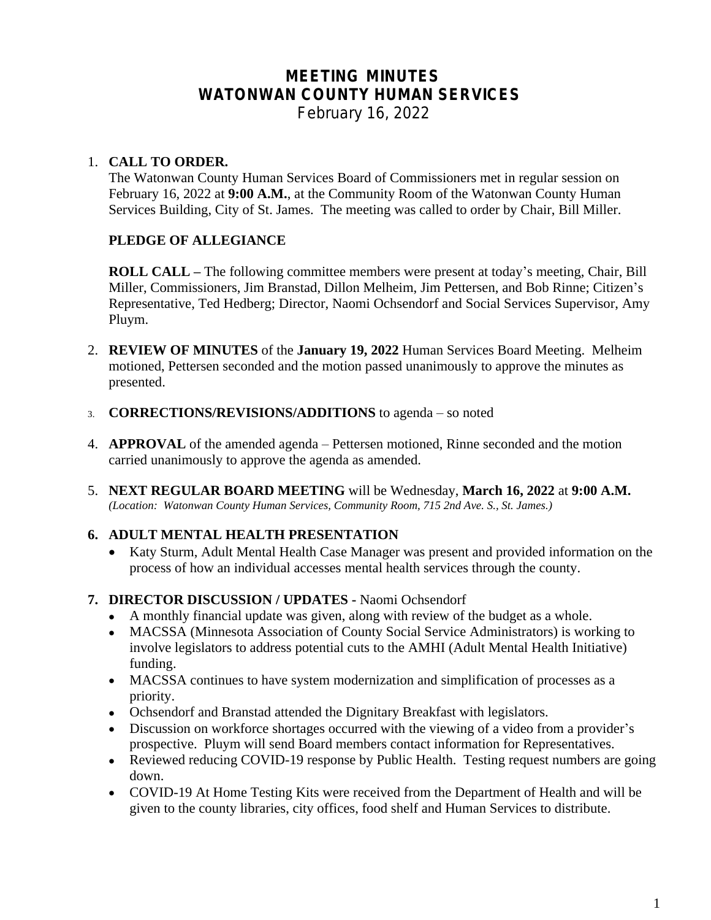# MEETING MINUTES
# WATONWAN COUNTY HUMAN SERVICES
February 16, 2022

1. **CALL TO ORDER.**
The Watonwan County Human Services Board of Commissioners met in regular session on February 16, 2022 at **9:00 A.M.**, at the Community Room of the Watonwan County Human Services Building, City of St. James. The meeting was called to order by Chair, Bill Miller.

   **PLEDGE OF ALLEGIANCE**

   **ROLL CALL –** The following committee members were present at today's meeting, Chair, Bill Miller, Commissioners, Jim Branstad, Dillon Melheim, Jim Pettersen, and Bob Rinne; Citizen's Representative, Ted Hedberg; Director, Naomi Ochsendorf and Social Services Supervisor, Amy Pluym.

2. **REVIEW OF MINUTES** of the **January 19, 2022** Human Services Board Meeting. Melheim motioned, Pettersen seconded and the motion passed unanimously to approve the minutes as presented.

3. **CORRECTIONS/REVISIONS/ADDITIONS** to agenda – so noted

4. **APPROVAL** of the amended agenda – Pettersen motioned, Rinne seconded and the motion carried unanimously to approve the agenda as amended.

5. **NEXT REGULAR BOARD MEETING** will be Wednesday, **March 16, 2022** at **9:00 A.M.**
*(Location: Watonwan County Human Services, Community Room, 715 2nd Ave. S., St. James.)*

6. **ADULT MENTAL HEALTH PRESENTATION**
   - Katy Sturm, Adult Mental Health Case Manager was present and provided information on the process of how an individual accesses mental health services through the county.

7. **DIRECTOR DISCUSSION / UPDATES -** Naomi Ochsendorf
   - A monthly financial update was given, along with review of the budget as a whole.
   - MACSSA (Minnesota Association of County Social Service Administrators) is working to involve legislators to address potential cuts to the AMHI (Adult Mental Health Initiative) funding.
   - MACSSA continues to have system modernization and simplification of processes as a priority.
   - Ochsendorf and Branstad attended the Dignitary Breakfast with legislators.
   - Discussion on workforce shortages occurred with the viewing of a video from a provider's prospective. Pluym will send Board members contact information for Representatives.
   - Reviewed reducing COVID-19 response by Public Health. Testing request numbers are going down.
   - COVID-19 At Home Testing Kits were received from the Department of Health and will be given to the county libraries, city offices, food shelf and Human Services to distribute.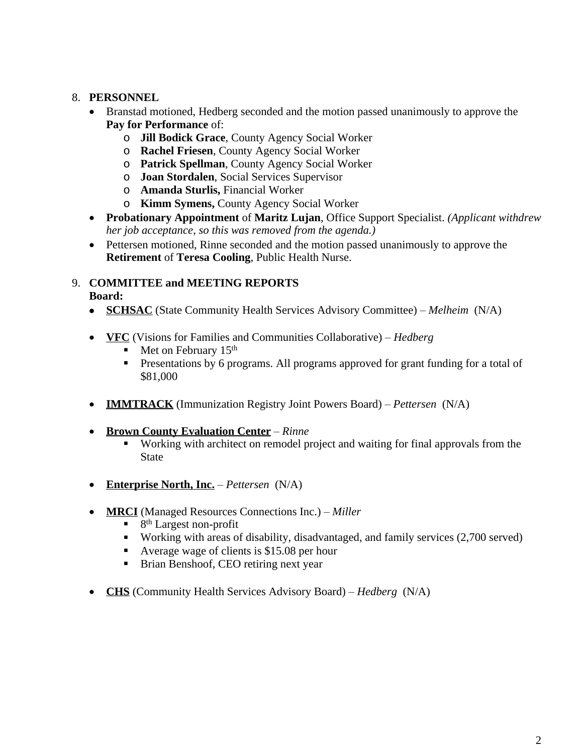8. **PERSONNEL**
   - Branstad motioned, Hedberg seconded and the motion passed unanimously to approve the **Pay for Performance** of:
     - **Jill Bodick Grace**, County Agency Social Worker
     - **Rachel Friesen**, County Agency Social Worker
     - **Patrick Spellman**, County Agency Social Worker
     - **Joan Stordalen**, Social Services Supervisor
     - **Amanda Sturlis,** Financial Worker
     - **Kimm Symens,** County Agency Social Worker
   - **Probationary Appointment** of **Maritz Lujan**, Office Support Specialist. *(Applicant withdrew her job acceptance, so this was removed from the agenda.)*
   - Pettersen motioned, Rinne seconded and the motion passed unanimously to approve the **Retirement** of **Teresa Cooling**, Public Health Nurse.

9. **COMMITTEE and MEETING REPORTS**
   **Board:**
   - **SCHSAC** (State Community Health Services Advisory Committee) – *Melheim* (N/A)

   - **VFC** (Visions for Families and Communities Collaborative) – *Hedberg*
     - Met on February 15th
     - Presentations by 6 programs. All programs approved for grant funding for a total of $81,000

   - **IMMTRACK** (Immunization Registry Joint Powers Board) – *Pettersen* (N/A)

   - **Brown County Evaluation Center** – *Rinne*
     - Working with architect on remodel project and waiting for final approvals from the State

   - **Enterprise North, Inc.** – *Pettersen* (N/A)

   - **MRCI** (Managed Resources Connections Inc.) – *Miller*
     - 8th Largest non-profit
     - Working with areas of disability, disadvantaged, and family services (2,700 served)
     - Average wage of clients is $15.08 per hour
     - Brian Benshoof, CEO retiring next year

   - **CHS** (Community Health Services Advisory Board) – *Hedberg* (N/A)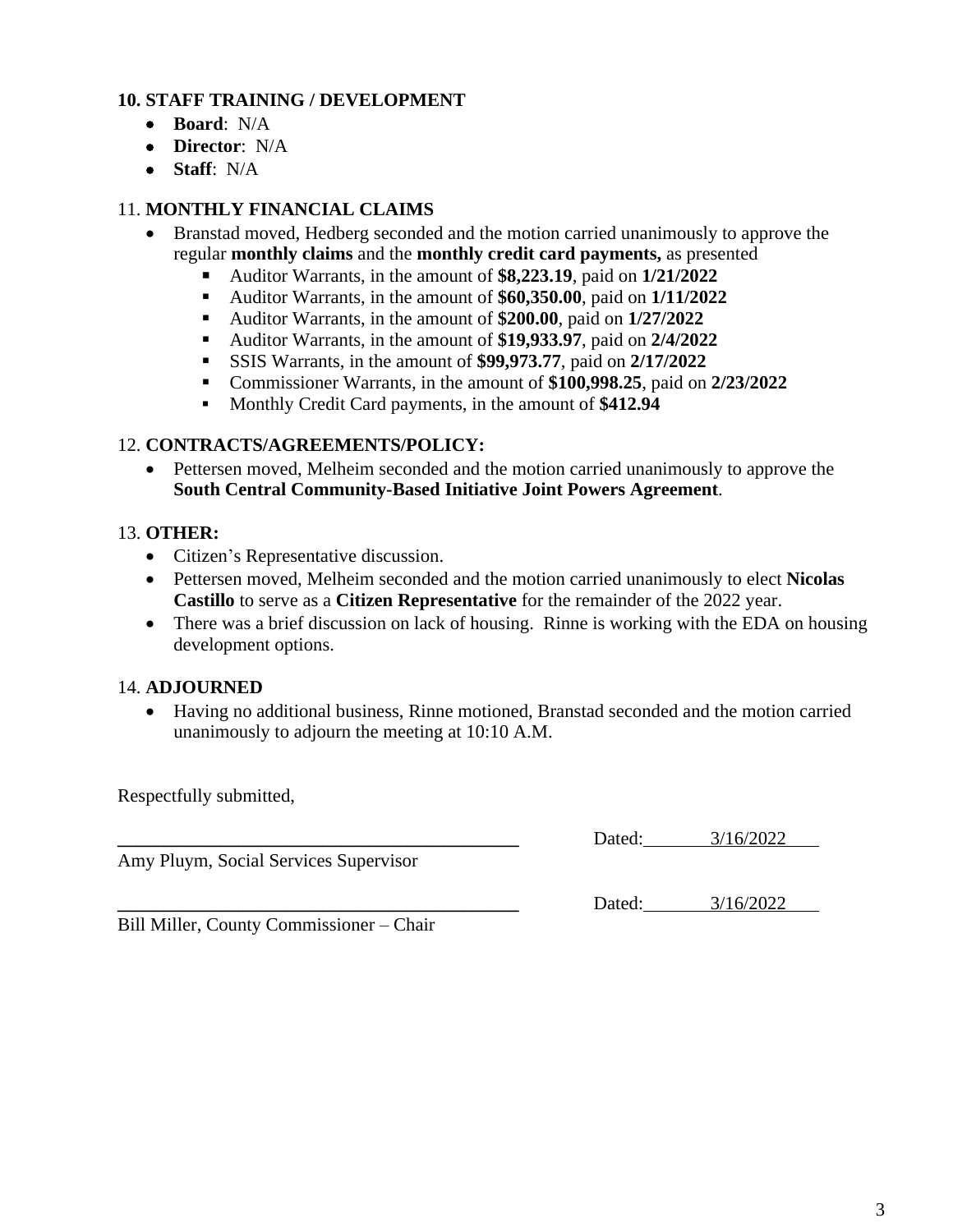**10. STAFF TRAINING / DEVELOPMENT**

- **Board**: N/A
- **Director**: N/A
- **Staff**: N/A

11. **MONTHLY FINANCIAL CLAIMS**

- Branstad moved, Hedberg seconded and the motion carried unanimously to approve the regular **monthly claims** and the **monthly credit card payments,** as presented
  - Auditor Warrants, in the amount of **$8,223.19**, paid on **1/21/2022**
  - Auditor Warrants, in the amount of **$60,350.00**, paid on **1/11/2022**
  - Auditor Warrants, in the amount of **$200.00**, paid on **1/27/2022**
  - Auditor Warrants, in the amount of **$19,933.97**, paid on **2/4/2022**
  - SSIS Warrants, in the amount of **$99,973.77**, paid on **2/17/2022**
  - Commissioner Warrants, in the amount of **$100,998.25**, paid on **2/23/2022**
  - Monthly Credit Card payments, in the amount of **$412.94**

12. **CONTRACTS/AGREEMENTS/POLICY:**

- Pettersen moved, Melheim seconded and the motion carried unanimously to approve the **South Central Community-Based Initiative Joint Powers Agreement**.

13. **OTHER:**

- Citizen's Representative discussion.
- Pettersen moved, Melheim seconded and the motion carried unanimously to elect **Nicolas Castillo** to serve as a **Citizen Representative** for the remainder of the 2022 year.
- There was a brief discussion on lack of housing. Rinne is working with the EDA on housing development options.

14. **ADJOURNED**

- Having no additional business, Rinne motioned, Branstad seconded and the motion carried unanimously to adjourn the meeting at 10:10 A.M.

Respectfully submitted,

____________________________________________ Dated: 3/16/2022

Amy Pluym, Social Services Supervisor

____________________________________________ Dated: 3/16/2022

Bill Miller, County Commissioner – Chair